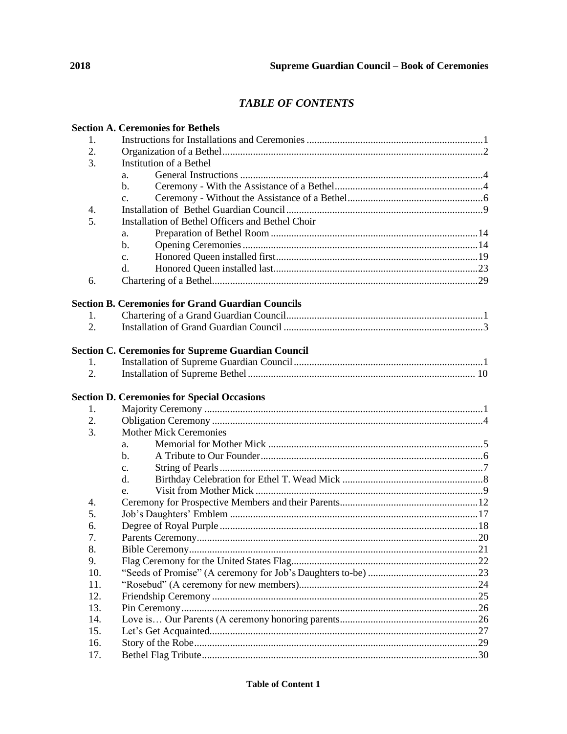# *TABLE OF CONTENTS*

**Section A. Ceremonies for Bethels**

1. Instructions for Installations and Ceremonies ....................1
2. Organization of a Bethel ....................2
3. Institution of a Bethel
   a. General Instructions ....................4
   b. Ceremony - With the Assistance of a Bethel ....................4
   c. Ceremony - Without the Assistance of a Bethel ....................6
4. Installation of Bethel Guardian Council ....................9
5. Installation of Bethel Officers and Bethel Choir
   a. Preparation of Bethel Room ....................14
   b. Opening Ceremonies ....................14
   c. Honored Queen installed first ....................19
   d. Honored Queen installed last ....................23
6. Chartering of a Bethel ....................29

**Section B. Ceremonies for Grand Guardian Councils**

1. Chartering of a Grand Guardian Council ....................1
2. Installation of Grand Guardian Council ....................3

**Section C. Ceremonies for Supreme Guardian Council**

1. Installation of Supreme Guardian Council ....................1
2. Installation of Supreme Bethel ....................10

**Section D. Ceremonies for Special Occasions**

1. Majority Ceremony ....................1
2. Obligation Ceremony ....................4
3. Mother Mick Ceremonies
   a. Memorial for Mother Mick ....................5
   b. A Tribute to Our Founder ....................6
   c. String of Pearls ....................7
   d. Birthday Celebration for Ethel T. Wead Mick ....................8
   e. Visit from Mother Mick ....................9
4. Ceremony for Prospective Members and their Parents ....................12
5. Job's Daughters' Emblem ....................17
6. Degree of Royal Purple ....................18
7. Parents Ceremony ....................20
8. Bible Ceremony ....................21
9. Flag Ceremony for the United States Flag ....................22
10. "Seeds of Promise" (A ceremony for Job's Daughters to-be) ....................23
11. "Rosebud" (A ceremony for new members) ....................24
12. Friendship Ceremony ....................25
13. Pin Ceremony ....................26
14. Love is… Our Parents (A ceremony honoring parents ....................26
15. Let's Get Acquainted ....................27
16. Story of the Robe ....................29
17. Bethel Flag Tribute ....................30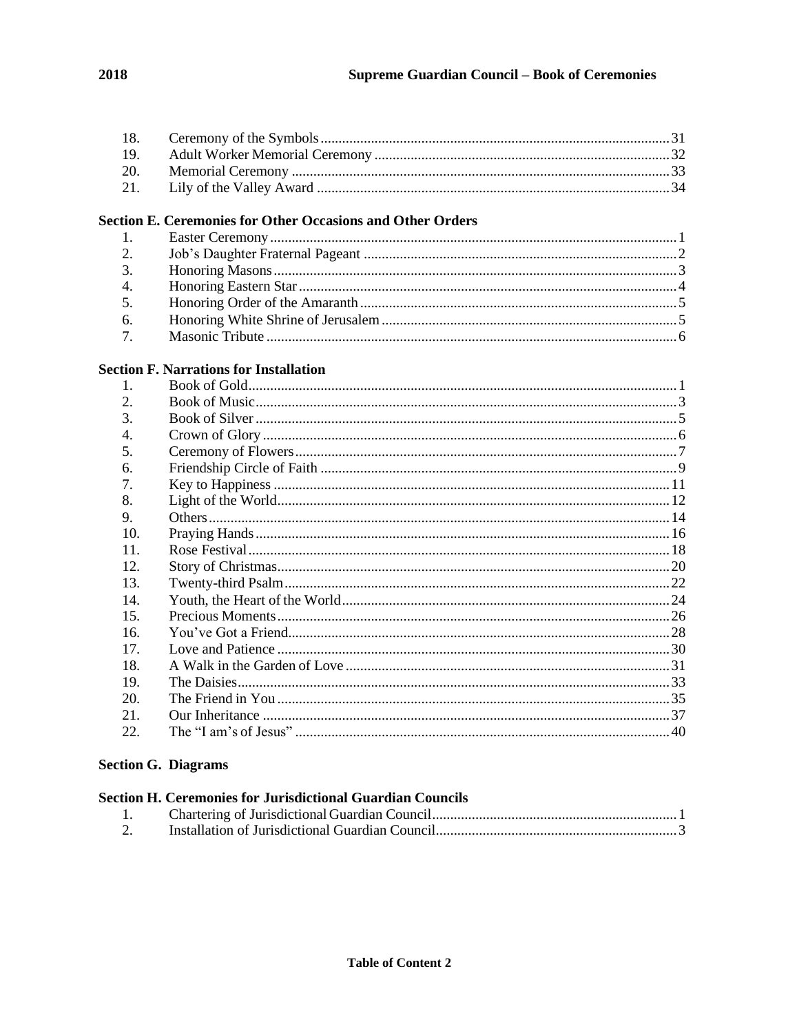| | | |
|---|---|---|
| 18. | Ceremony of the Symbols | 31 |
| 19. | Adult Worker Memorial Ceremony | 32 |
| 20. | Memorial Ceremony | 33 |
| 21. | Lily of the Valley Award | 34 |

**Section E. Ceremonies for Other Occasions and Other Orders**

| | | |
|---|---|---|
| 1. | Easter Ceremony | 1 |
| 2. | Job's Daughter Fraternal Pageant | 2 |
| 3. | Honoring Masons | 3 |
| 4. | Honoring Eastern Star | 4 |
| 5. | Honoring Order of the Amaranth | 5 |
| 6. | Honoring White Shrine of Jerusalem | 5 |
| 7. | Masonic Tribute | 6 |

**Section F. Narrations for Installation**

| | | |
|---|---|---|
| 1. | Book of Gold | 1 |
| 2. | Book of Music | 3 |
| 3. | Book of Silver | 5 |
| 4. | Crown of Glory | 6 |
| 5. | Ceremony of Flowers | 7 |
| 6. | Friendship Circle of Faith | 9 |
| 7. | Key to Happiness | 11 |
| 8. | Light of the World | 12 |
| 9. | Others | 14 |
| 10. | Praying Hands | 16 |
| 11. | Rose Festival | 18 |
| 12. | Story of Christmas | 20 |
| 13. | Twenty-third Psalm | 22 |
| 14. | Youth, the Heart of the World | 24 |
| 15. | Precious Moments | 26 |
| 16. | You've Got a Friend | 28 |
| 17. | Love and Patience | 30 |
| 18. | A Walk in the Garden of Love | 31 |
| 19. | The Daisies | 33 |
| 20. | The Friend in You | 35 |
| 21. | Our Inheritance | 37 |
| 22. | The "I am's of Jesus" | 40 |

**Section G. Diagrams**

**Section H. Ceremonies for Jurisdictional Guardian Councils**

| | | |
|---|---|---|
| 1. | Chartering of Jurisdictional Guardian Council | 1 |
| 2. | Installation of Jurisdictional Guardian Council | 3 |